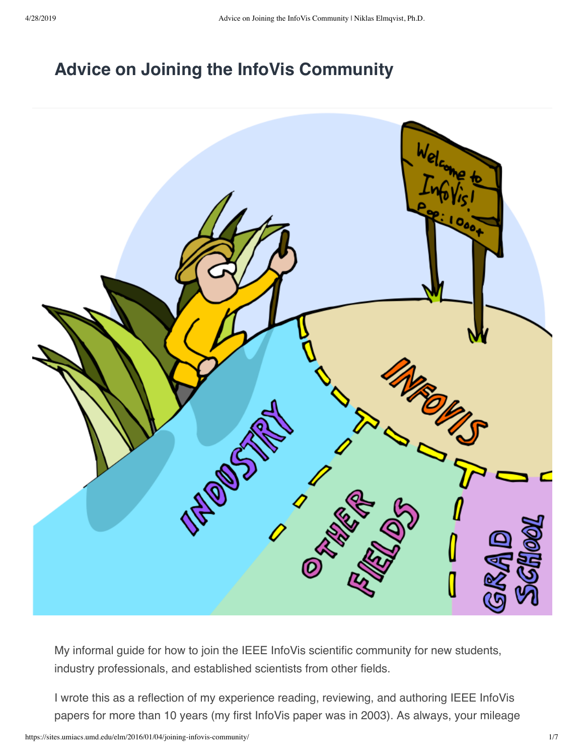# Advice on Joining the InfoVis Community

My informal guide for how to join the IEEE InfoVis scientific community for new students, industry professionals, and established scientists from other fields.

I wrote this as a reflection of my experience reading, reviewing, and authoring IEEE InfoVis papers for more than 10 years (my first InfoVis paper was in 2003). As always, your mileage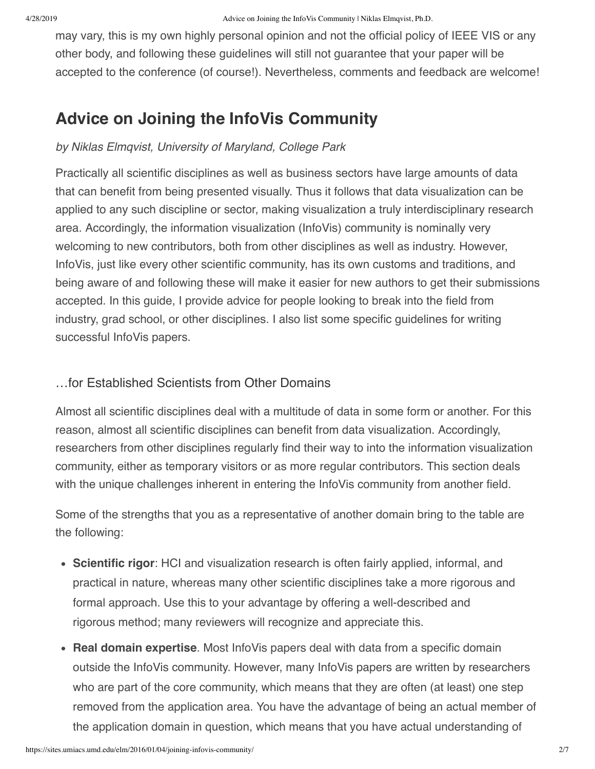may vary, this is my own highly personal opinion and not the official policy of IEEE VIS or any other body, and following these guidelines will still not guarantee that your paper will be accepted to the conference (of course!). Nevertheless, comments and feedback are welcome!

## Advice on Joining the InfoVis Community

*by Niklas Elmqvist, University of Maryland, College Park*

Practically all scientific disciplines as well as business sectors have large amounts of data that can benefit from being presented visually. Thus it follows that data visualization can be applied to any such discipline or sector, making visualization a truly interdisciplinary research area. Accordingly, the information visualization (InfoVis) community is nominally very welcoming to new contributors, both from other disciplines as well as industry. However, InfoVis, just like every other scientific community, has its own customs and traditions, and being aware of and following these will make it easier for new authors to get their submissions accepted. In this guide, I provide advice for people looking to break into the field from industry, grad school, or other disciplines. I also list some specific guidelines for writing successful InfoVis papers.

### …for Established Scientists from Other Domains

Almost all scientific disciplines deal with a multitude of data in some form or another. For this reason, almost all scientific disciplines can benefit from data visualization. Accordingly, researchers from other disciplines regularly find their way to into the information visualization community, either as temporary visitors or as more regular contributors. This section deals with the unique challenges inherent in entering the InfoVis community from another field.

Some of the strengths that you as a representative of another domain bring to the table are the following:

- **Scientific rigor**: HCI and visualization research is often fairly applied, informal, and practical in nature, whereas many other scientific disciplines take a more rigorous and formal approach. Use this to your advantage by offering a well-described and rigorous method; many reviewers will recognize and appreciate this.
- **Real domain expertise**. Most InfoVis papers deal with data from a specific domain outside the InfoVis community. However, many InfoVis papers are written by researchers who are part of the core community, which means that they are often (at least) one step removed from the application area. You have the advantage of being an actual member of the application domain in question, which means that you have actual understanding of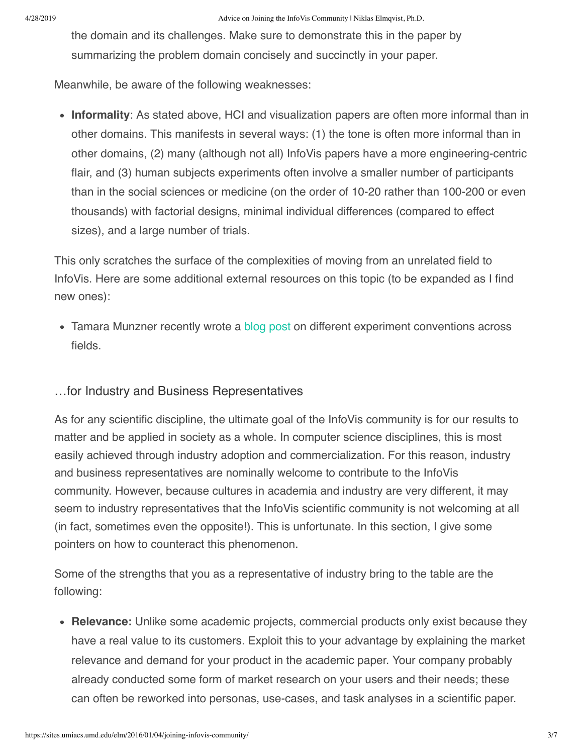the domain and its challenges. Make sure to demonstrate this in the paper by summarizing the problem domain concisely and succinctly in your paper.

Meanwhile, be aware of the following weaknesses:

- **Informality**: As stated above, HCI and visualization papers are often more informal than in other domains. This manifests in several ways: (1) the tone is often more informal than in other domains, (2) many (although not all) InfoVis papers have a more engineering-centric flair, and (3) human subjects experiments often involve a smaller number of participants than in the social sciences or medicine (on the order of 10-20 rather than 100-200 or even thousands) with factorial designs, minimal individual differences (compared to effect sizes), and a large number of trials.

This only scratches the surface of the complexities of moving from an unrelated field to InfoVis. Here are some additional external resources on this topic (to be expanded as I find new ones):

- Tamara Munzner recently wrote a blog post on different experiment conventions across fields.

### …for Industry and Business Representatives

As for any scientific discipline, the ultimate goal of the InfoVis community is for our results to matter and be applied in society as a whole. In computer science disciplines, this is most easily achieved through industry adoption and commercialization. For this reason, industry and business representatives are nominally welcome to contribute to the InfoVis community. However, because cultures in academia and industry are very different, it may seem to industry representatives that the InfoVis scientific community is not welcoming at all (in fact, sometimes even the opposite!). This is unfortunate. In this section, I give some pointers on how to counteract this phenomenon.

Some of the strengths that you as a representative of industry bring to the table are the following:

- **Relevance:** Unlike some academic projects, commercial products only exist because they have a real value to its customers. Exploit this to your advantage by explaining the market relevance and demand for your product in the academic paper. Your company probably already conducted some form of market research on your users and their needs; these can often be reworked into personas, use-cases, and task analyses in a scientific paper.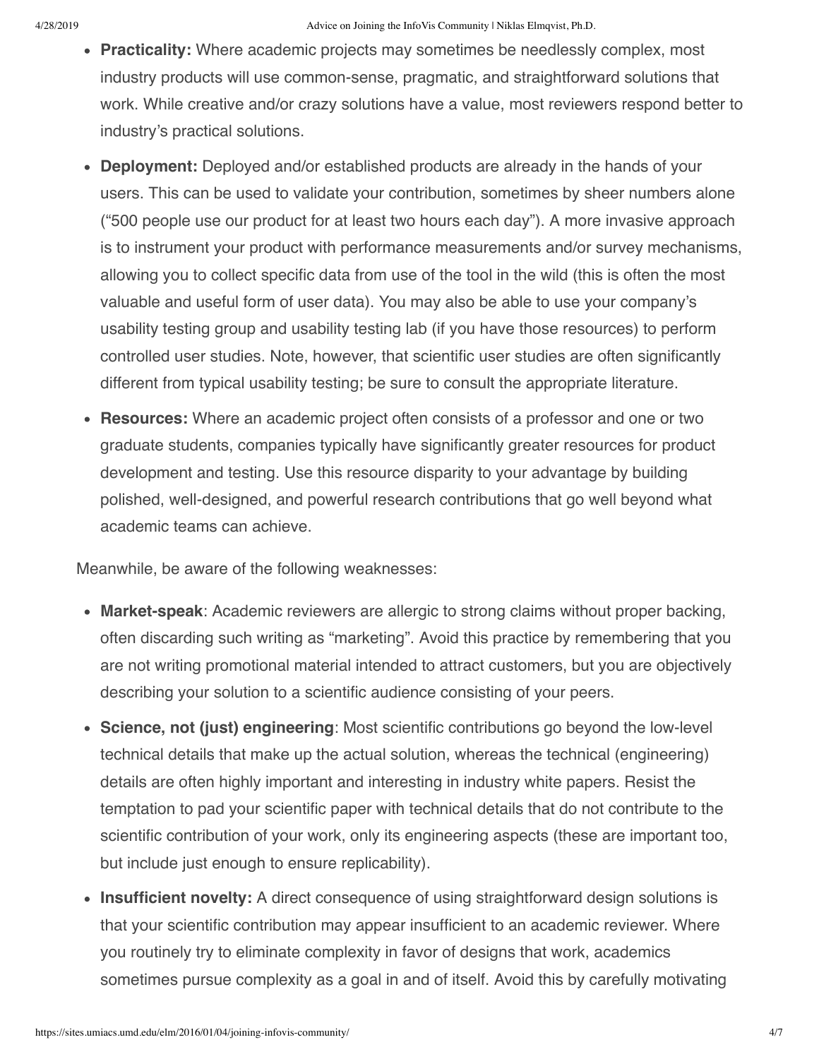- **Practicality:** Where academic projects may sometimes be needlessly complex, most industry products will use common-sense, pragmatic, and straightforward solutions that work. While creative and/or crazy solutions have a value, most reviewers respond better to industry's practical solutions.
- **Deployment:** Deployed and/or established products are already in the hands of your users. This can be used to validate your contribution, sometimes by sheer numbers alone ("500 people use our product for at least two hours each day"). A more invasive approach is to instrument your product with performance measurements and/or survey mechanisms, allowing you to collect specific data from use of the tool in the wild (this is often the most valuable and useful form of user data). You may also be able to use your company's usability testing group and usability testing lab (if you have those resources) to perform controlled user studies. Note, however, that scientific user studies are often significantly different from typical usability testing; be sure to consult the appropriate literature.
- **Resources:** Where an academic project often consists of a professor and one or two graduate students, companies typically have significantly greater resources for product development and testing. Use this resource disparity to your advantage by building polished, well-designed, and powerful research contributions that go well beyond what academic teams can achieve.

Meanwhile, be aware of the following weaknesses:

- **Market-speak**: Academic reviewers are allergic to strong claims without proper backing, often discarding such writing as "marketing". Avoid this practice by remembering that you are not writing promotional material intended to attract customers, but you are objectively describing your solution to a scientific audience consisting of your peers.
- **Science, not (just) engineering**: Most scientific contributions go beyond the low-level technical details that make up the actual solution, whereas the technical (engineering) details are often highly important and interesting in industry white papers. Resist the temptation to pad your scientific paper with technical details that do not contribute to the scientific contribution of your work, only its engineering aspects (these are important too, but include just enough to ensure replicability).
- **Insufficient novelty:** A direct consequence of using straightforward design solutions is that your scientific contribution may appear insufficient to an academic reviewer. Where you routinely try to eliminate complexity in favor of designs that work, academics sometimes pursue complexity as a goal in and of itself. Avoid this by carefully motivating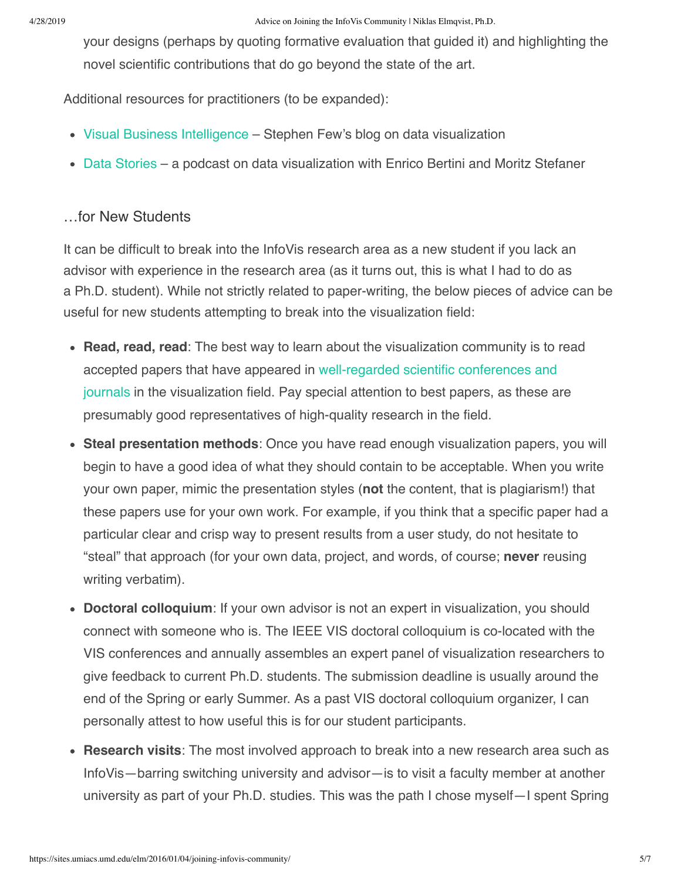your designs (perhaps by quoting formative evaluation that guided it) and highlighting the novel scientific contributions that do go beyond the state of the art.

Additional resources for practitioners (to be expanded):

- Visual Business Intelligence – Stephen Few's blog on data visualization
- Data Stories – a podcast on data visualization with Enrico Bertini and Moritz Stefaner

## …for New Students

It can be difficult to break into the InfoVis research area as a new student if you lack an advisor with experience in the research area (as it turns out, this is what I had to do as a Ph.D. student). While not strictly related to paper-writing, the below pieces of advice can be useful for new students attempting to break into the visualization field:

- **Read, read, read**: The best way to learn about the visualization community is to read accepted papers that have appeared in well-regarded scientific conferences and journals in the visualization field. Pay special attention to best papers, as these are presumably good representatives of high-quality research in the field.
- **Steal presentation methods**: Once you have read enough visualization papers, you will begin to have a good idea of what they should contain to be acceptable. When you write your own paper, mimic the presentation styles (**not** the content, that is plagiarism!) that these papers use for your own work. For example, if you think that a specific paper had a particular clear and crisp way to present results from a user study, do not hesitate to "steal" that approach (for your own data, project, and words, of course; **never** reusing writing verbatim).
- **Doctoral colloquium**: If your own advisor is not an expert in visualization, you should connect with someone who is. The IEEE VIS doctoral colloquium is co-located with the VIS conferences and annually assembles an expert panel of visualization researchers to give feedback to current Ph.D. students. The submission deadline is usually around the end of the Spring or early Summer. As a past VIS doctoral colloquium organizer, I can personally attest to how useful this is for our student participants.
- **Research visits**: The most involved approach to break into a new research area such as InfoVis—barring switching university and advisor—is to visit a faculty member at another university as part of your Ph.D. studies. This was the path I chose myself—I spent Spring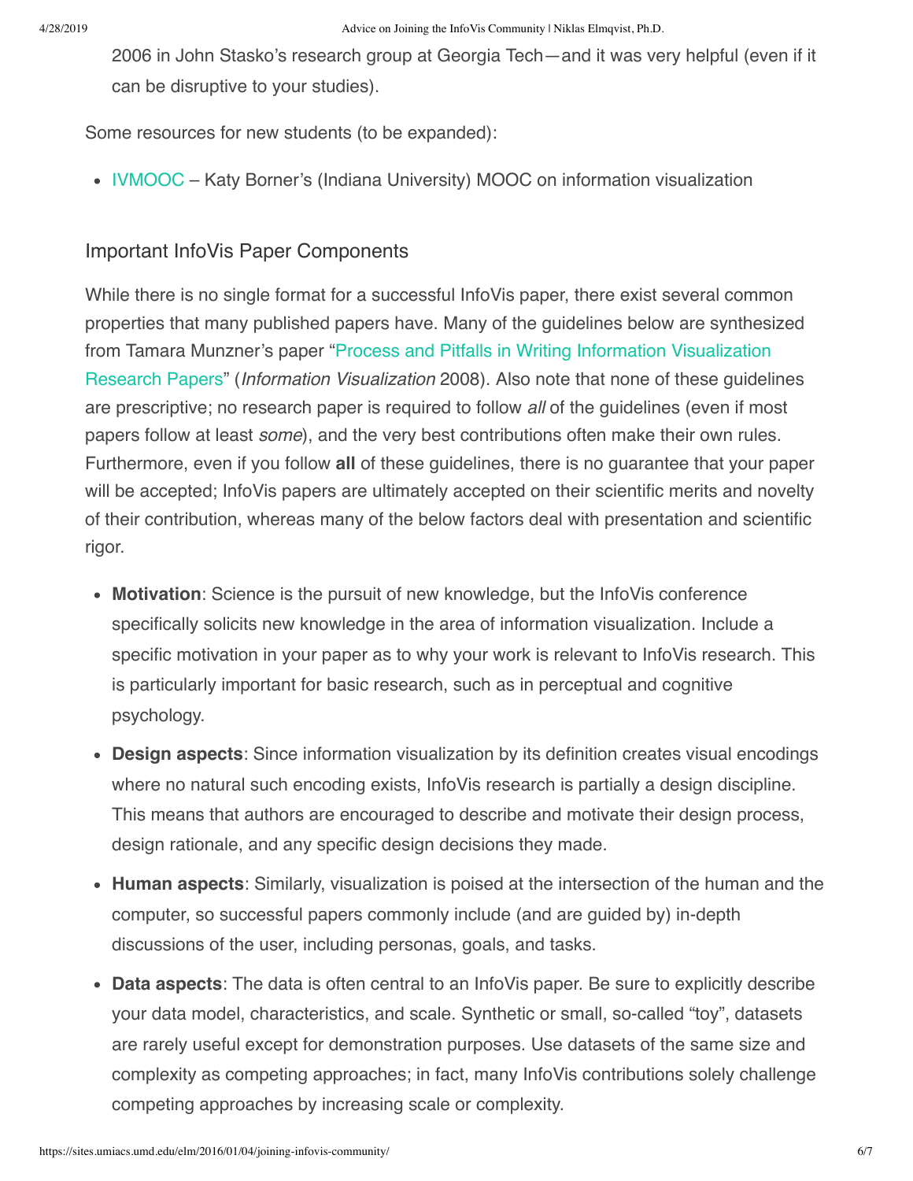2006 in John Stasko's research group at Georgia Tech—and it was very helpful (even if it can be disruptive to your studies).

Some resources for new students (to be expanded):

- IVMOOC – Katy Borner's (Indiana University) MOOC on information visualization

## Important InfoVis Paper Components

While there is no single format for a successful InfoVis paper, there exist several common properties that many published papers have. Many of the guidelines below are synthesized from Tamara Munzner's paper "Process and Pitfalls in Writing Information Visualization Research Papers" (*Information Visualization* 2008). Also note that none of these guidelines are prescriptive; no research paper is required to follow *all* of the guidelines (even if most papers follow at least *some*), and the very best contributions often make their own rules. Furthermore, even if you follow **all** of these guidelines, there is no guarantee that your paper will be accepted; InfoVis papers are ultimately accepted on their scientific merits and novelty of their contribution, whereas many of the below factors deal with presentation and scientific rigor.

- **Motivation**: Science is the pursuit of new knowledge, but the InfoVis conference specifically solicits new knowledge in the area of information visualization. Include a specific motivation in your paper as to why your work is relevant to InfoVis research. This is particularly important for basic research, such as in perceptual and cognitive psychology.
- **Design aspects**: Since information visualization by its definition creates visual encodings where no natural such encoding exists, InfoVis research is partially a design discipline. This means that authors are encouraged to describe and motivate their design process, design rationale, and any specific design decisions they made.
- **Human aspects**: Similarly, visualization is poised at the intersection of the human and the computer, so successful papers commonly include (and are guided by) in-depth discussions of the user, including personas, goals, and tasks.
- **Data aspects**: The data is often central to an InfoVis paper. Be sure to explicitly describe your data model, characteristics, and scale. Synthetic or small, so-called "toy", datasets are rarely useful except for demonstration purposes. Use datasets of the same size and complexity as competing approaches; in fact, many InfoVis contributions solely challenge competing approaches by increasing scale or complexity.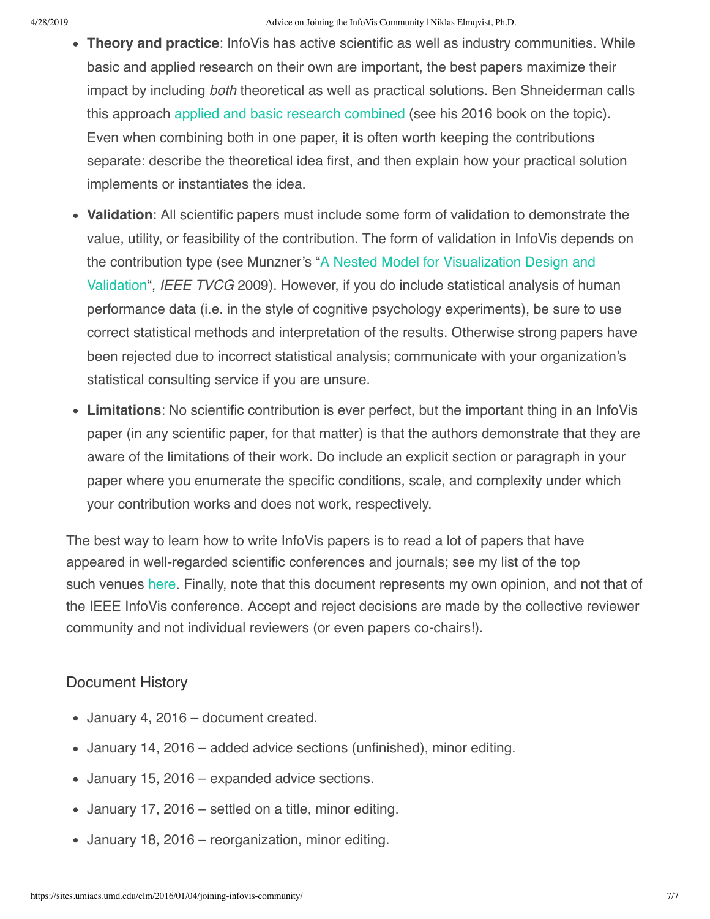- **Theory and practice**: InfoVis has active scientific as well as industry communities. While basic and applied research on their own are important, the best papers maximize their impact by including *both* theoretical as well as practical solutions. Ben Shneiderman calls this approach applied and basic research combined (see his 2016 book on the topic). Even when combining both in one paper, it is often worth keeping the contributions separate: describe the theoretical idea first, and then explain how your practical solution implements or instantiates the idea.
- **Validation**: All scientific papers must include some form of validation to demonstrate the value, utility, or feasibility of the contribution. The form of validation in InfoVis depends on the contribution type (see Munzner's "A Nested Model for Visualization Design and Validation", *IEEE TVCG* 2009). However, if you do include statistical analysis of human performance data (i.e. in the style of cognitive psychology experiments), be sure to use correct statistical methods and interpretation of the results. Otherwise strong papers have been rejected due to incorrect statistical analysis; communicate with your organization's statistical consulting service if you are unsure.
- **Limitations**: No scientific contribution is ever perfect, but the important thing in an InfoVis paper (in any scientific paper, for that matter) is that the authors demonstrate that they are aware of the limitations of their work. Do include an explicit section or paragraph in your paper where you enumerate the specific conditions, scale, and complexity under which your contribution works and does not work, respectively.

The best way to learn how to write InfoVis papers is to read a lot of papers that have appeared in well-regarded scientific conferences and journals; see my list of the top such venues here. Finally, note that this document represents my own opinion, and not that of the IEEE InfoVis conference. Accept and reject decisions are made by the collective reviewer community and not individual reviewers (or even papers co-chairs!).

## Document History

- January 4, 2016 – document created.
- January 14, 2016 – added advice sections (unfinished), minor editing.
- January 15, 2016 – expanded advice sections.
- January 17, 2016 – settled on a title, minor editing.
- January 18, 2016 – reorganization, minor editing.